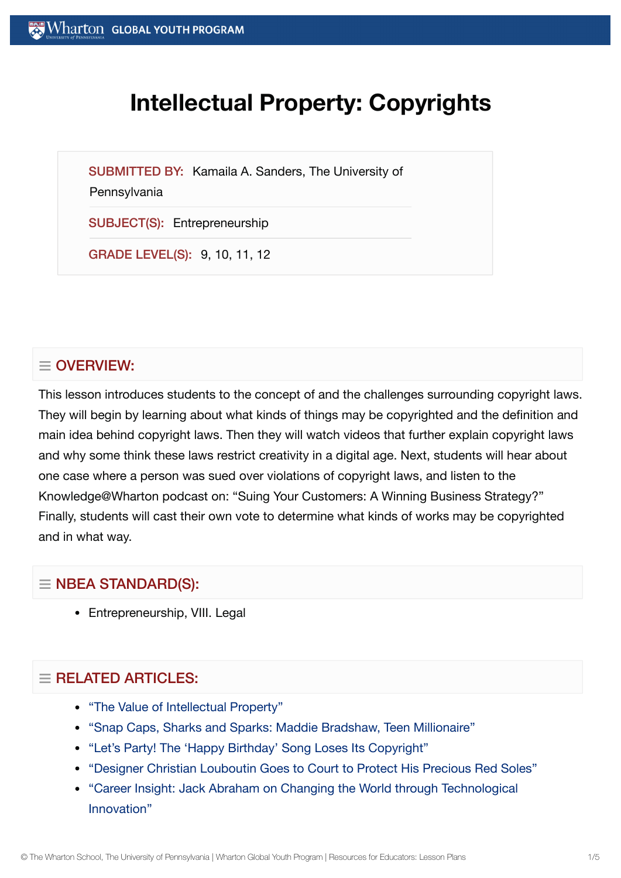# Intellectual Property: Copyrights

**SUBMITTED BY:** Kamaila A. Sanders, The University of Pennsylvania

**SUBJECT(S):** Entrepreneurship

**GRADE LEVEL(S):** 9, 10, 11, 12

## OVERVIEW:

This lesson introduces students to the concept of and the challenges surrounding copyright laws. They will begin by learning about what kinds of things may be copyrighted and the definition and main idea behind copyright laws. Then they will watch videos that further explain copyright laws and why some think these laws restrict creativity in a digital age. Next, students will hear about one case where a person was sued over violations of copyright laws, and listen to the Knowledge@Wharton podcast on: "Suing Your Customers: A Winning Business Strategy?" Finally, students will cast their own vote to determine what kinds of works may be copyrighted and in what way.

## NBEA STANDARD(S):

- Entrepreneurship, VIII. Legal

## RELATED ARTICLES:

- "The Value of Intellectual Property"
- "Snap Caps, Sharks and Sparks: Maddie Bradshaw, Teen Millionaire"
- "Let's Party! The 'Happy Birthday' Song Loses Its Copyright"
- "Designer Christian Louboutin Goes to Court to Protect His Precious Red Soles"
- "Career Insight: Jack Abraham on Changing the World through Technological Innovation"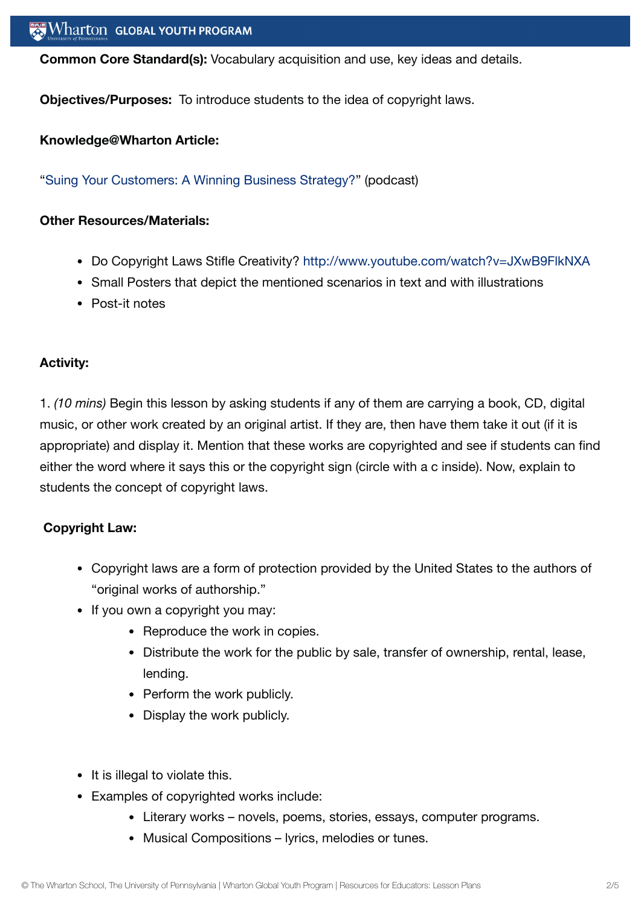**Common Core Standard(s):** Vocabulary acquisition and use, key ideas and details.

**Objectives/Purposes:** To introduce students to the idea of copyright laws.

**Knowledge@Wharton Article:**

"Suing Your Customers: A Winning Business Strategy?" (podcast)

**Other Resources/Materials:**

- Do Copyright Laws Stifle Creativity? http://www.youtube.com/watch?v=JXwB9FlkNXA
- Small Posters that depict the mentioned scenarios in text and with illustrations
- Post-it notes

**Activity:**

1. *(10 mins)* Begin this lesson by asking students if any of them are carrying a book, CD, digital music, or other work created by an original artist. If they are, then have them take it out (if it is appropriate) and display it. Mention that these works are copyrighted and see if students can find either the word where it says this or the copyright sign (circle with a c inside). Now, explain to students the concept of copyright laws.

**Copyright Law:**

- Copyright laws are a form of protection provided by the United States to the authors of "original works of authorship."
- If you own a copyright you may:
  - Reproduce the work in copies.
  - Distribute the work for the public by sale, transfer of ownership, rental, lease, lending.
  - Perform the work publicly.
  - Display the work publicly.

- It is illegal to violate this.
- Examples of copyrighted works include:
  - Literary works – novels, poems, stories, essays, computer programs.
  - Musical Compositions – lyrics, melodies or tunes.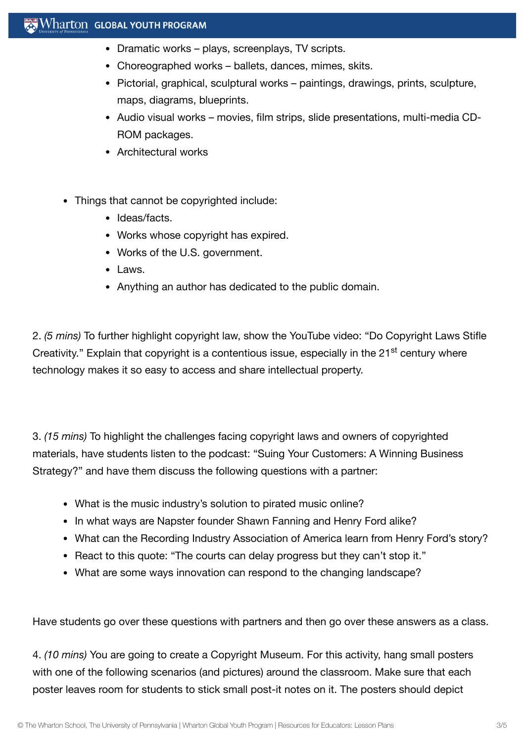- Dramatic works – plays, screenplays, TV scripts.
    - Choreographed works – ballets, dances, mimes, skits.
    - Pictorial, graphical, sculptural works – paintings, drawings, prints, sculpture, maps, diagrams, blueprints.
    - Audio visual works – movies, film strips, slide presentations, multi-media CD-ROM packages.
    - Architectural works

- Things that cannot be copyrighted include:
    - Ideas/facts.
    - Works whose copyright has expired.
    - Works of the U.S. government.
    - Laws.
    - Anything an author has dedicated to the public domain.

2. *(5 mins)* To further highlight copyright law, show the YouTube video: "Do Copyright Laws Stifle Creativity." Explain that copyright is a contentious issue, especially in the 21st century where technology makes it so easy to access and share intellectual property.

3. *(15 mins)* To highlight the challenges facing copyright laws and owners of copyrighted materials, have students listen to the podcast: "Suing Your Customers: A Winning Business Strategy?" and have them discuss the following questions with a partner:

- What is the music industry's solution to pirated music online?
- In what ways are Napster founder Shawn Fanning and Henry Ford alike?
- What can the Recording Industry Association of America learn from Henry Ford's story?
- React to this quote: "The courts can delay progress but they can't stop it."
- What are some ways innovation can respond to the changing landscape?

Have students go over these questions with partners and then go over these answers as a class.

4. *(10 mins)* You are going to create a Copyright Museum. For this activity, hang small posters with one of the following scenarios (and pictures) around the classroom. Make sure that each poster leaves room for students to stick small post-it notes on it. The posters should depict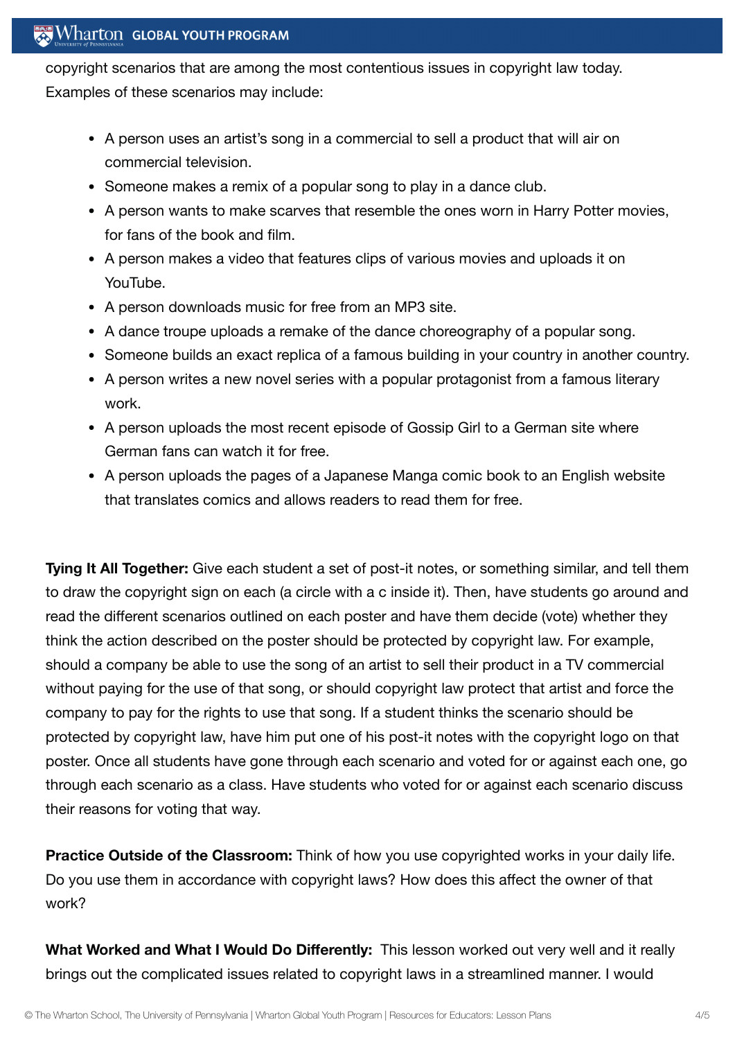copyright scenarios that are among the most contentious issues in copyright law today. Examples of these scenarios may include:

- A person uses an artist's song in a commercial to sell a product that will air on commercial television.
- Someone makes a remix of a popular song to play in a dance club.
- A person wants to make scarves that resemble the ones worn in Harry Potter movies, for fans of the book and film.
- A person makes a video that features clips of various movies and uploads it on YouTube.
- A person downloads music for free from an MP3 site.
- A dance troupe uploads a remake of the dance choreography of a popular song.
- Someone builds an exact replica of a famous building in your country in another country.
- A person writes a new novel series with a popular protagonist from a famous literary work.
- A person uploads the most recent episode of Gossip Girl to a German site where German fans can watch it for free.
- A person uploads the pages of a Japanese Manga comic book to an English website that translates comics and allows readers to read them for free.

**Tying It All Together:** Give each student a set of post-it notes, or something similar, and tell them to draw the copyright sign on each (a circle with a c inside it). Then, have students go around and read the different scenarios outlined on each poster and have them decide (vote) whether they think the action described on the poster should be protected by copyright law. For example, should a company be able to use the song of an artist to sell their product in a TV commercial without paying for the use of that song, or should copyright law protect that artist and force the company to pay for the rights to use that song. If a student thinks the scenario should be protected by copyright law, have him put one of his post-it notes with the copyright logo on that poster. Once all students have gone through each scenario and voted for or against each one, go through each scenario as a class. Have students who voted for or against each scenario discuss their reasons for voting that way.

**Practice Outside of the Classroom:** Think of how you use copyrighted works in your daily life. Do you use them in accordance with copyright laws? How does this affect the owner of that work?

**What Worked and What I Would Do Differently:** This lesson worked out very well and it really brings out the complicated issues related to copyright laws in a streamlined manner. I would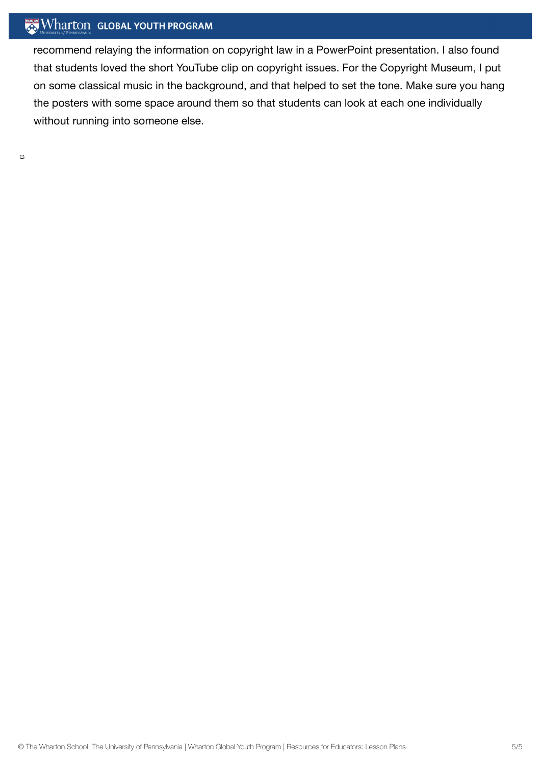recommend relaying the information on copyright law in a PowerPoint presentation. I also found that students loved the short YouTube clip on copyright issues. For the Copyright Museum, I put on some classical music in the background, and that helped to set the tone. Make sure you hang the posters with some space around them so that students can look at each one individually without running into someone else.